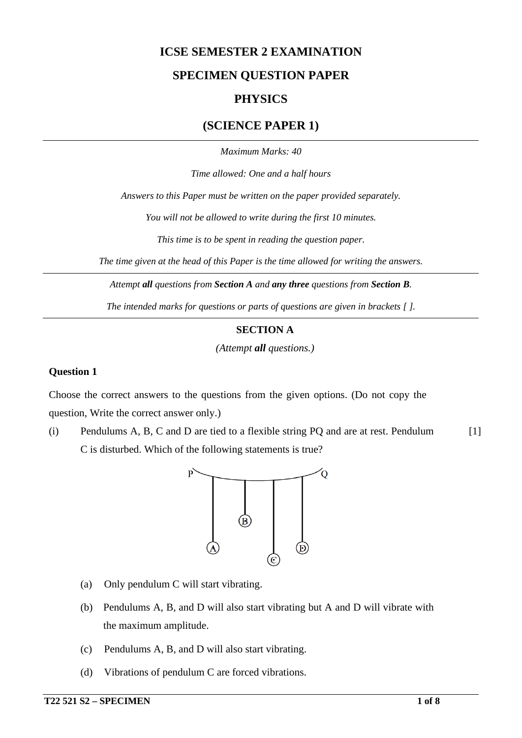# ICSE SEMESTER 2 EXAMINATION

# SPECIMEN QUESTION PAPER

# PHYSICS

# (SCIENCE PAPER 1)

---

*Maximum Marks: 40*

*Time allowed: One and a half hours*

*Answers to this Paper must be written on the paper provided separately.*

*You will not be allowed to write during the first 10 minutes.*

*This time is to be spent in reading the question paper.*

*The time given at the head of this Paper is the time allowed for writing the answers.*

---

*Attempt **all** questions from **Section A** and **any three** questions from **Section B**.*

*The intended marks for questions or parts of questions are given in brackets [ ].*

---

## SECTION A

*(Attempt **all** questions.)*

### Question 1

Choose the correct answers to the questions from the given options. (Do not copy the question, Write the correct answer only.)

(i) Pendulums A, B, C and D are tied to a flexible string PQ and are at rest. Pendulum C is disturbed. Which of the following statements is true? [1]

P Q

A B C D

(a) Only pendulum C will start vibrating.

(b) Pendulums A, B, and D will also start vibrating but A and D will vibrate with the maximum amplitude.

(c) Pendulums A, B, and D will also start vibrating.

(d) Vibrations of pendulum C are forced vibrations.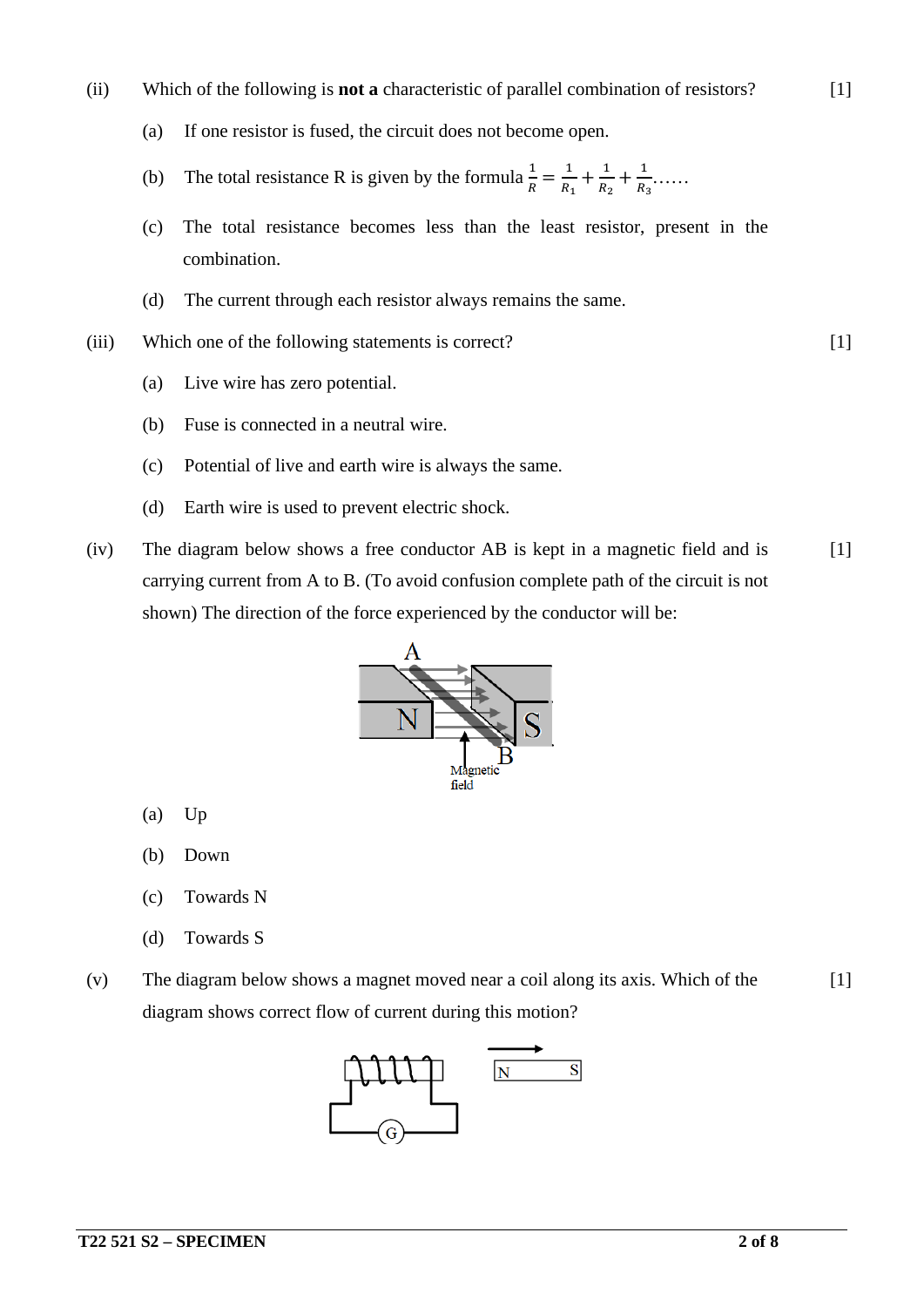(ii) Which of the following is **not a** characteristic of parallel combination of resistors? [1]

(a) If one resistor is fused, the circuit does not become open.

(b) The total resistance R is given by the formula $\frac{1}{R} = \frac{1}{R_1} + \frac{1}{R_2} + \frac{1}{R_3}$......

(c) The total resistance becomes less than the least resistor, present in the combination.

(d) The current through each resistor always remains the same.

(iii) Which one of the following statements is correct? [1]

(a) Live wire has zero potential.

(b) Fuse is connected in a neutral wire.

(c) Potential of live and earth wire is always the same.

(d) Earth wire is used to prevent electric shock.

(iv) The diagram below shows a free conductor AB is kept in a magnetic field and is carrying current from A to B. (To avoid confusion complete path of the circuit is not shown) The direction of the force experienced by the conductor will be: [1]

A

N

S

B

Magnetic field

(a) Up

(b) Down

(c) Towards N

(d) Towards S

(v) The diagram below shows a magnet moved near a coil along its axis. Which of the diagram shows correct flow of current during this motion? [1]

G

N S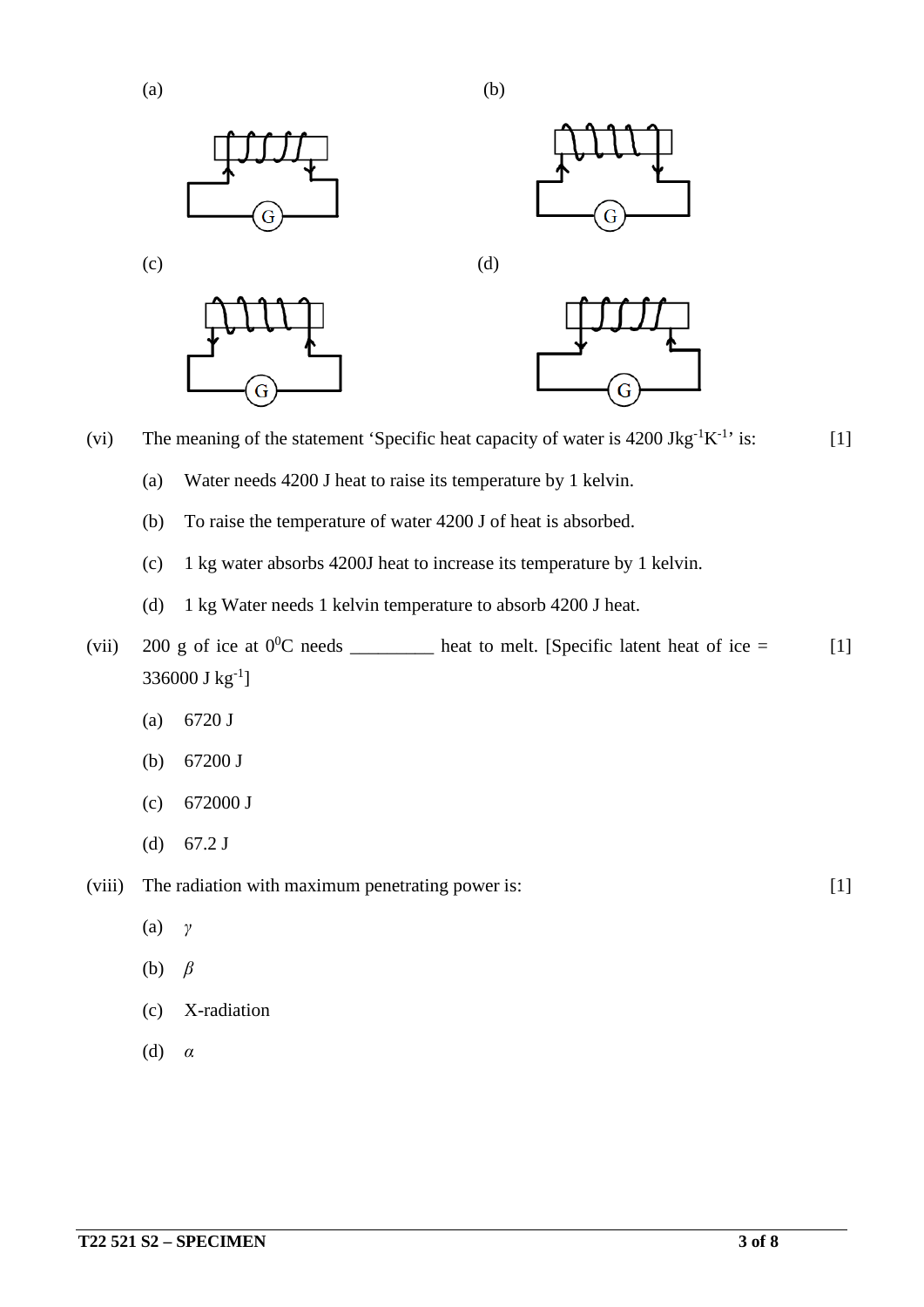(a)

(b)

(c)

(d)

(vi) The meaning of the statement 'Specific heat capacity of water is 4200 $Jkg^{-1}K^{-1}$' is: [1]

(a) Water needs 4200 J heat to raise its temperature by 1 kelvin.

(b) To raise the temperature of water 4200 J of heat is absorbed.

(c) 1 kg water absorbs 4200J heat to increase its temperature by 1 kelvin.

(d) 1 kg Water needs 1 kelvin temperature to absorb 4200 J heat.

(vii) 200 g of ice at $0^0$C needs _________ heat to melt. [Specific latent heat of ice = 336000 J $kg^{-1}$] [1]

(a) 6720 J

(b) 67200 J

(c) 672000 J

(d) 67.2 J

(viii) The radiation with maximum penetrating power is: [1]

(a) $\gamma$

(b) $\beta$

(c) X-radiation

(d) $\alpha$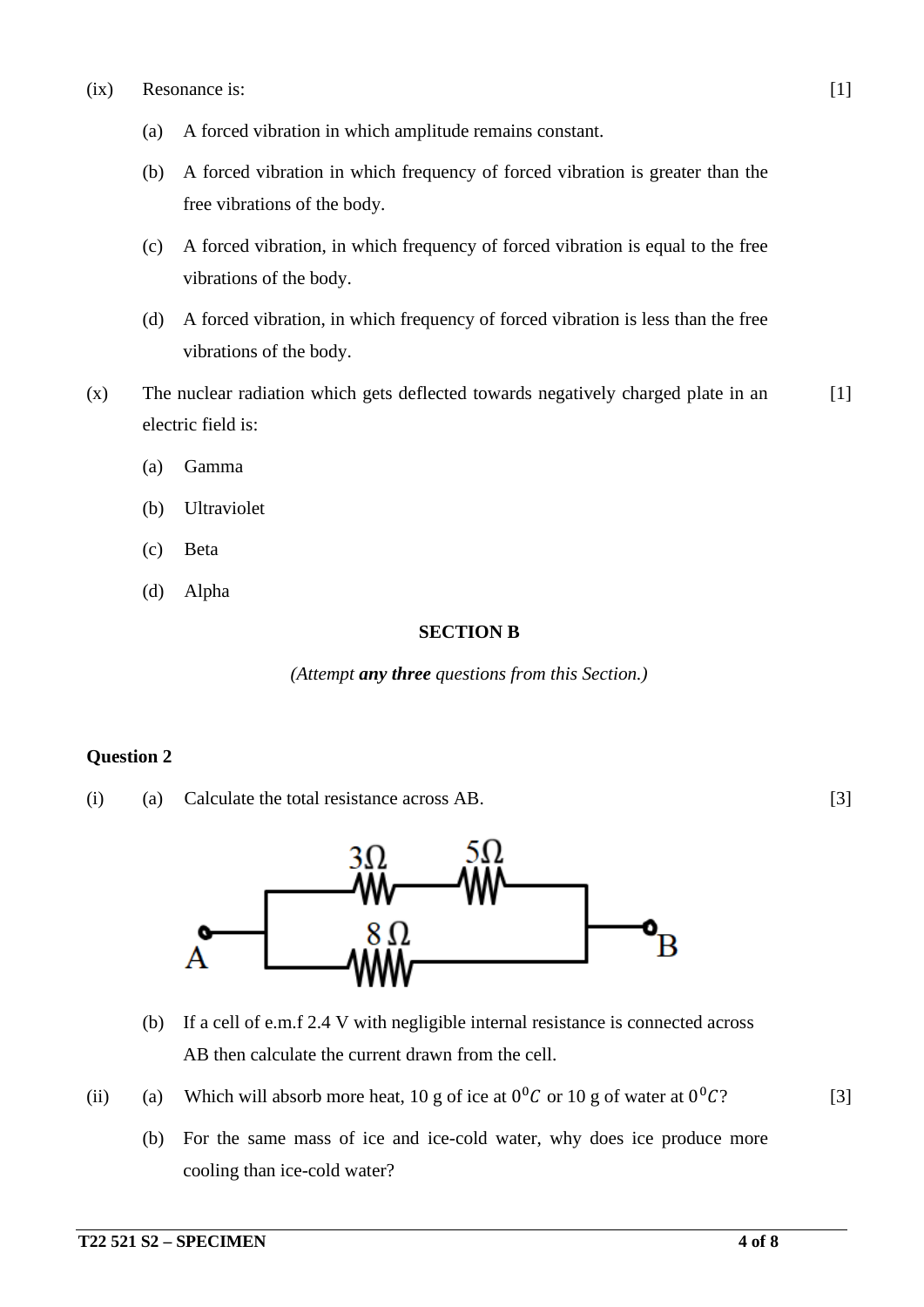(ix) Resonance is: [1]

(a) A forced vibration in which amplitude remains constant.

(b) A forced vibration in which frequency of forced vibration is greater than the free vibrations of the body.

(c) A forced vibration, in which frequency of forced vibration is equal to the free vibrations of the body.

(d) A forced vibration, in which frequency of forced vibration is less than the free vibrations of the body.

(x) The nuclear radiation which gets deflected towards negatively charged plate in an electric field is: [1]

(a) Gamma

(b) Ultraviolet

(c) Beta

(d) Alpha

## SECTION B

*(Attempt **any three** questions from this Section.)*

### Question 2

(i) (a) Calculate the total resistance across AB. [3]

3Ω
5Ω
8 Ω
A
B

(b) If a cell of e.m.f 2.4 V with negligible internal resistance is connected across AB then calculate the current drawn from the cell.

(ii) (a) Which will absorb more heat, 10 g of ice at $0^0C$ or 10 g of water at $0^0C$? [3]

(b) For the same mass of ice and ice-cold water, why does ice produce more cooling than ice-cold water?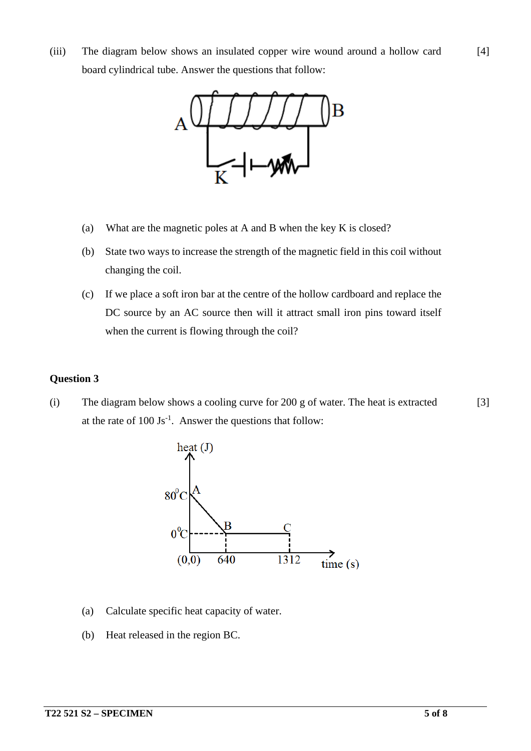(iii) The diagram below shows an insulated copper wire wound around a hollow card board cylindrical tube. Answer the questions that follow: [4]

A

B

K

(a) What are the magnetic poles at A and B when the key K is closed?

(b) State two ways to increase the strength of the magnetic field in this coil without changing the coil.

(c) If we place a soft iron bar at the centre of the hollow cardboard and replace the DC source by an AC source then will it attract small iron pins toward itself when the current is flowing through the coil?

## Question 3

(i) The diagram below shows a cooling curve for 200 g of water. The heat is extracted at the rate of 100 $Js^{-1}$. Answer the questions that follow: [3]

heat (J)

$80^0C$

$0^0C$

A

B

C

(0,0)

640

1312

time (s)

(a) Calculate specific heat capacity of water.

(b) Heat released in the region BC.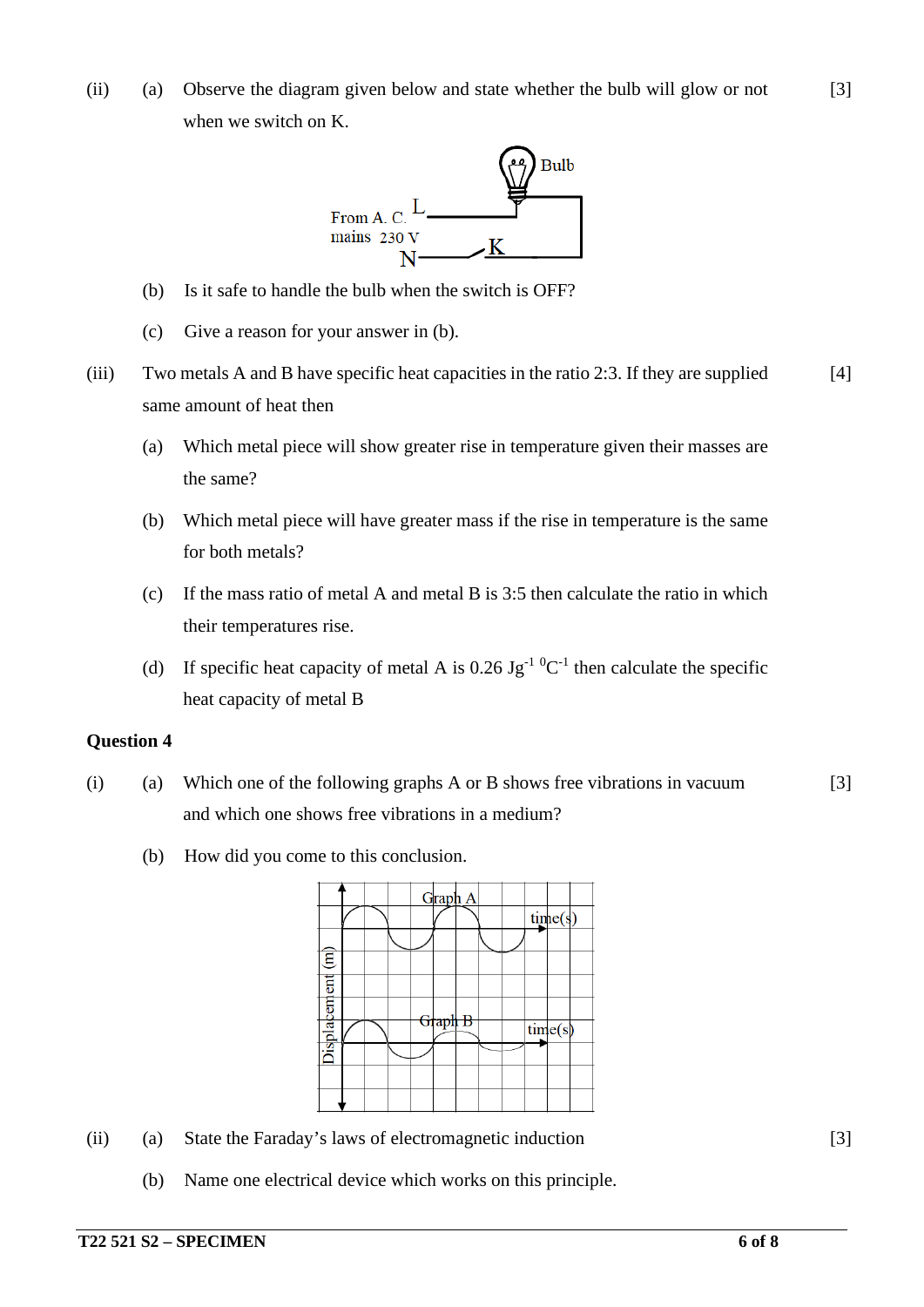(ii) (a) Observe the diagram given below and state whether the bulb will glow or not when we switch on K. [3]

Bulb

From A. C. mains 230 V

L

N

K

(b) Is it safe to handle the bulb when the switch is OFF?

(c) Give a reason for your answer in (b).

(iii) Two metals A and B have specific heat capacities in the ratio 2:3. If they are supplied same amount of heat then [4]

(a) Which metal piece will show greater rise in temperature given their masses are the same?

(b) Which metal piece will have greater mass if the rise in temperature is the same for both metals?

(c) If the mass ratio of metal A and metal B is 3:5 then calculate the ratio in which their temperatures rise.

(d) If specific heat capacity of metal A is 0.26 $Jg^{-1}\ {}^{0}C^{-1}$ then calculate the specific heat capacity of metal B

**Question 4**

(i) (a) Which one of the following graphs A or B shows free vibrations in vacuum and which one shows free vibrations in a medium? [3]

(b) How did you come to this conclusion.

Graph A

time(s)

Displacement (m)

Graph B

time(s)

(ii) (a) State the Faraday's laws of electromagnetic induction [3]

(b) Name one electrical device which works on this principle.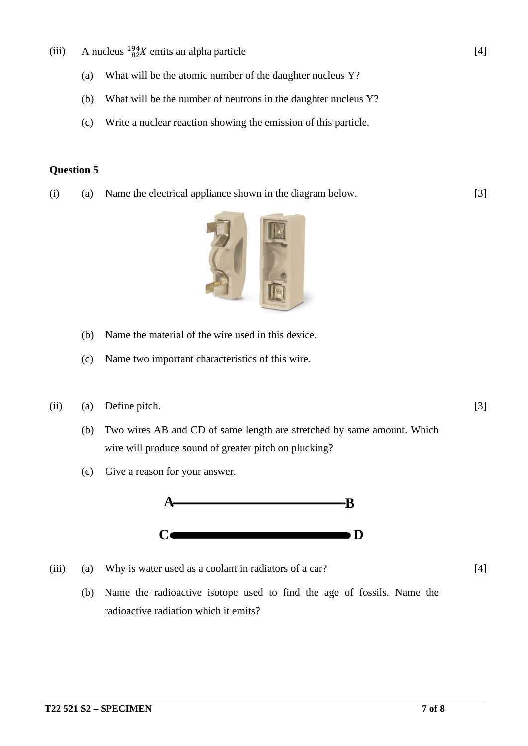(iii) A nucleus $^{194}_{82}X$ emits an alpha particle [4]

(a) What will be the atomic number of the daughter nucleus Y?

(b) What will be the number of neutrons in the daughter nucleus Y?

(c) Write a nuclear reaction showing the emission of this particle.

**Question 5**

(i) (a) Name the electrical appliance shown in the diagram below. [3]

(b) Name the material of the wire used in this device.

(c) Name two important characteristics of this wire.

(ii) (a) Define pitch. [3]

(b) Two wires AB and CD of same length are stretched by same amount. Which wire will produce sound of greater pitch on plucking?

(c) Give a reason for your answer.

(iii) (a) Why is water used as a coolant in radiators of a car? [4]

(b) Name the radioactive isotope used to find the age of fossils. Name the radioactive radiation which it emits?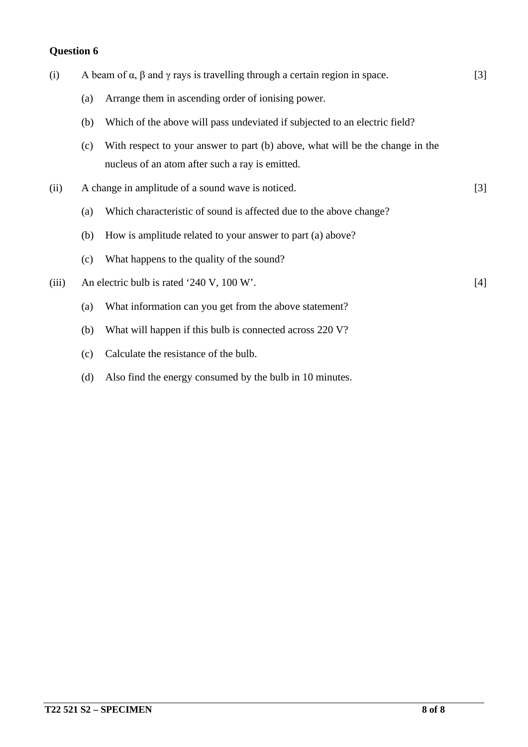**Question 6**

(i) A beam of α, β and γ rays is travelling through a certain region in space. [3]

(a) Arrange them in ascending order of ionising power.

(b) Which of the above will pass undeviated if subjected to an electric field?

(c) With respect to your answer to part (b) above, what will be the change in the nucleus of an atom after such a ray is emitted.

(ii) A change in amplitude of a sound wave is noticed. [3]

(a) Which characteristic of sound is affected due to the above change?

(b) How is amplitude related to your answer to part (a) above?

(c) What happens to the quality of the sound?

(iii) An electric bulb is rated '240 V, 100 W'. [4]

(a) What information can you get from the above statement?

(b) What will happen if this bulb is connected across 220 V?

(c) Calculate the resistance of the bulb.

(d) Also find the energy consumed by the bulb in 10 minutes.